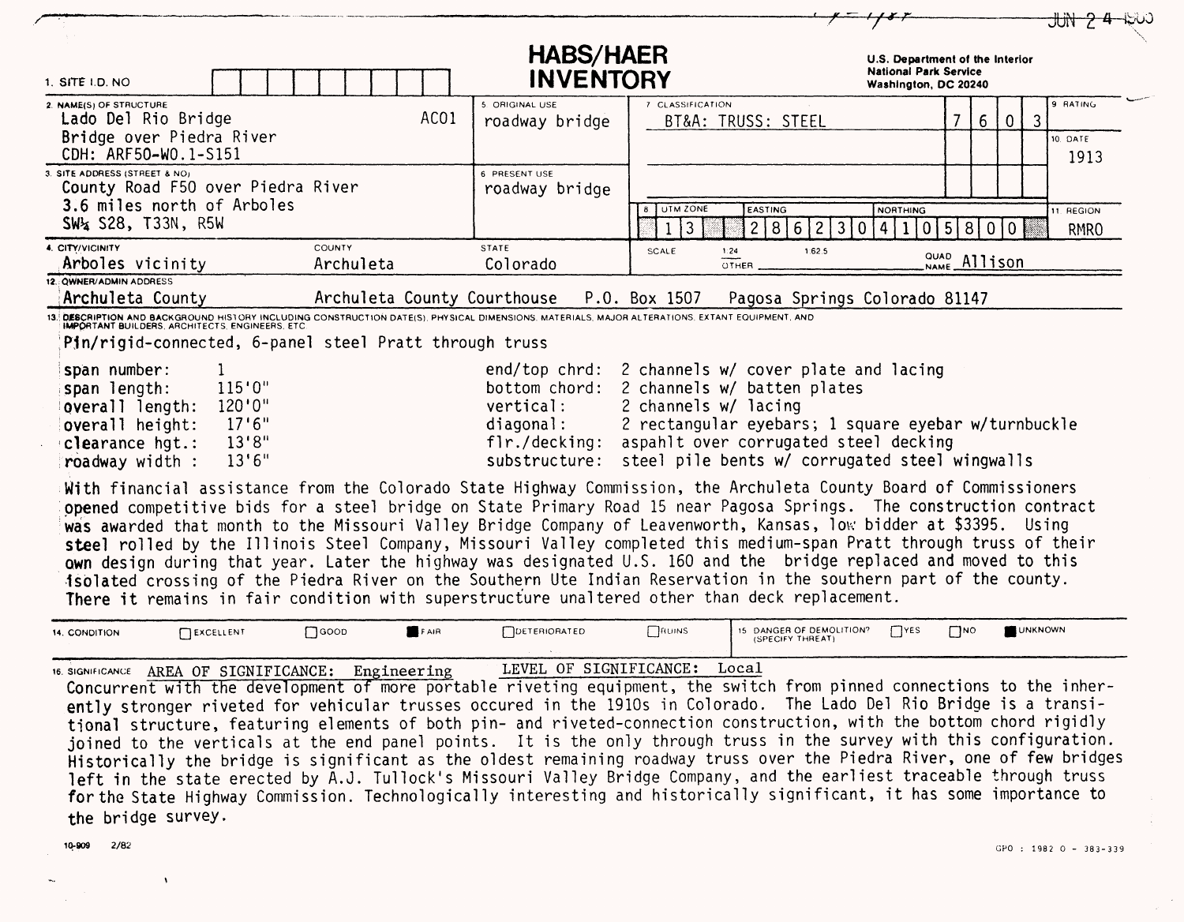JUN 2 4 1985

# HABS/HAER INVENTORY

U.S. Department of the Interior
National Park Service
Washington, DC 20240

1. SITE I.D. NO

2. NAME(S) OF STRUCTURE
Lado Del Rio Bridge — AC01
Bridge over Piedra River
CDH: ARF50-W0.1-S151

5. ORIGINAL USE
roadway bridge

7. CLASSIFICATION
BT&A: TRUSS: STEEL — 7 6 0 3

9. RATING

10. DATE
1913

3. SITE ADDRESS (STREET & NO)
County Road F50 over Piedra River
3.6 miles north of Arboles
SW¼ S28, T33N, R5W

6. PRESENT USE
roadway bridge

8. UTM ZONE: 13 — EASTING: 286230 — NORTHING: 4105800

11. REGION
RMRO

4. CITY/VICINITY: Arboles vicinity
COUNTY: Archuleta
STATE: Colorado

SCALE: 1:24 / 1:62.5 / OTHER
QUAD NAME: Allison

12. OWNER/ADMIN ADDRESS
Archuleta County — Archuleta County Courthouse — P.O. Box 1507 — Pagosa Springs Colorado 81147

13. DESCRIPTION AND BACKGROUND HISTORY INCLUDING CONSTRUCTION DATE(S), PHYSICAL DIMENSIONS, MATERIALS, MAJOR ALTERATIONS, EXTANT EQUIPMENT, AND IMPORTANT BUILDERS, ARCHITECTS, ENGINEERS, ETC.

Pin/rigid-connected, 6-panel steel Pratt through truss

| | | | |
|---|---|---|---|
| span number: | 1 | end/top chrd: | 2 channels w/ cover plate and lacing |
| span length: | 115'0" | bottom chord: | 2 channels w/ batten plates |
| overall length: | 120'0" | vertical: | 2 channels w/ lacing |
| overall height: | 17'6" | diagonal: | 2 rectangular eyebars; 1 square eyebar w/turnbuckle |
| clearance hgt.: | 13'8" | flr./decking: | aspahlt over corrugated steel decking |
| roadway width : | 13'6" | substructure: | steel pile bents w/ corrugated steel wingwalls |

With financial assistance from the Colorado State Highway Commission, the Archuleta County Board of Commissioners opened competitive bids for a steel bridge on State Primary Road 15 near Pagosa Springs. The construction contract was awarded that month to the Missouri Valley Bridge Company of Leavenworth, Kansas, low bidder at $3395. Using steel rolled by the Illinois Steel Company, Missouri Valley completed this medium-span Pratt through truss of their own design during that year. Later the highway was designated U.S. 160 and the bridge replaced and moved to this isolated crossing of the Piedra River on the Southern Ute Indian Reservation in the southern part of the county. There it remains in fair condition with superstructure unaltered other than deck replacement.

14. CONDITION: ☐ EXCELLENT ☐ GOOD ■ FAIR ☐ DETERIORATED ☐ RUINS

15. DANGER OF DEMOLITION? (SPECIFY THREAT) ☐ YES ☐ NO ■ UNKNOWN

16. SIGNIFICANCE AREA OF SIGNIFICANCE: Engineering — LEVEL OF SIGNIFICANCE: Local

Concurrent with the development of more portable riveting equipment, the switch from pinned connections to the inherently stronger riveted for vehicular trusses occured in the 1910s in Colorado. The Lado Del Rio Bridge is a transitional structure, featuring elements of both pin- and riveted-connection construction, with the bottom chord rigidly joined to the verticals at the end panel points. It is the only through truss in the survey with this configuration. Historically the bridge is significant as the oldest remaining roadway truss over the Piedra River, one of few bridges left in the state erected by A.J. Tullock's Missouri Valley Bridge Company, and the earliest traceable through truss for the State Highway Commission. Technologically interesting and historically significant, it has some importance to the bridge survey.

10-909 2/82

GPO : 1982 O - 383-339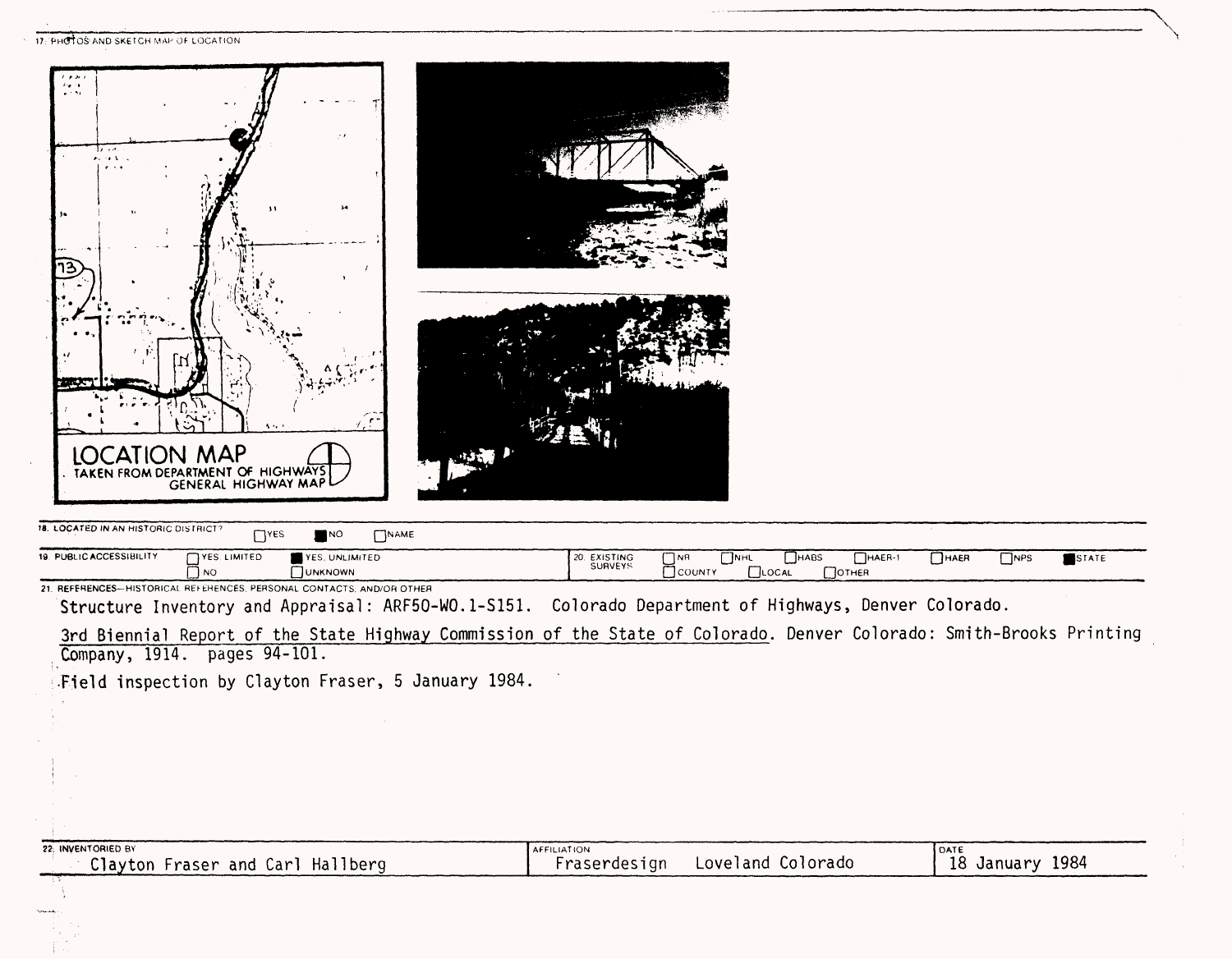17. PHOTOS AND SKETCH MAP OF LOCATION

LOCATION MAP
TAKEN FROM DEPARTMENT OF HIGHWAYS GENERAL HIGHWAY MAP

73

18. LOCATED IN AN HISTORIC DISTRICT? ☐ YES ■ NO ☐ NAME

19. PUBLIC ACCESSIBILITY ☐ YES, LIMITED ■ YES, UNLIMITED ☐ NO ☐ UNKNOWN

20. EXISTING SURVEYS ☐ NR ☐ NHL ☐ HABS ☐ HAER-1 ☐ HAER ☐ NPS ■ STATE ☐ COUNTY ☐ LOCAL ☐ OTHER

21. REFERENCES—HISTORICAL REFERENCES, PERSONAL CONTACTS, AND/OR OTHER

Structure Inventory and Appraisal: ARF50-WO.1-S151. Colorado Department of Highways, Denver Colorado.

3rd Biennial Report of the State Highway Commission of the State of Colorado. Denver Colorado: Smith-Brooks Printing Company, 1914. pages 94-101.

Field inspection by Clayton Fraser, 5 January 1984.

| 22. INVENTORIED BY | AFFILIATION | DATE |
|---|---|---|
| Clayton Fraser and Carl Hallberg | Fraserdesign Loveland Colorado | 18 January 1984 |